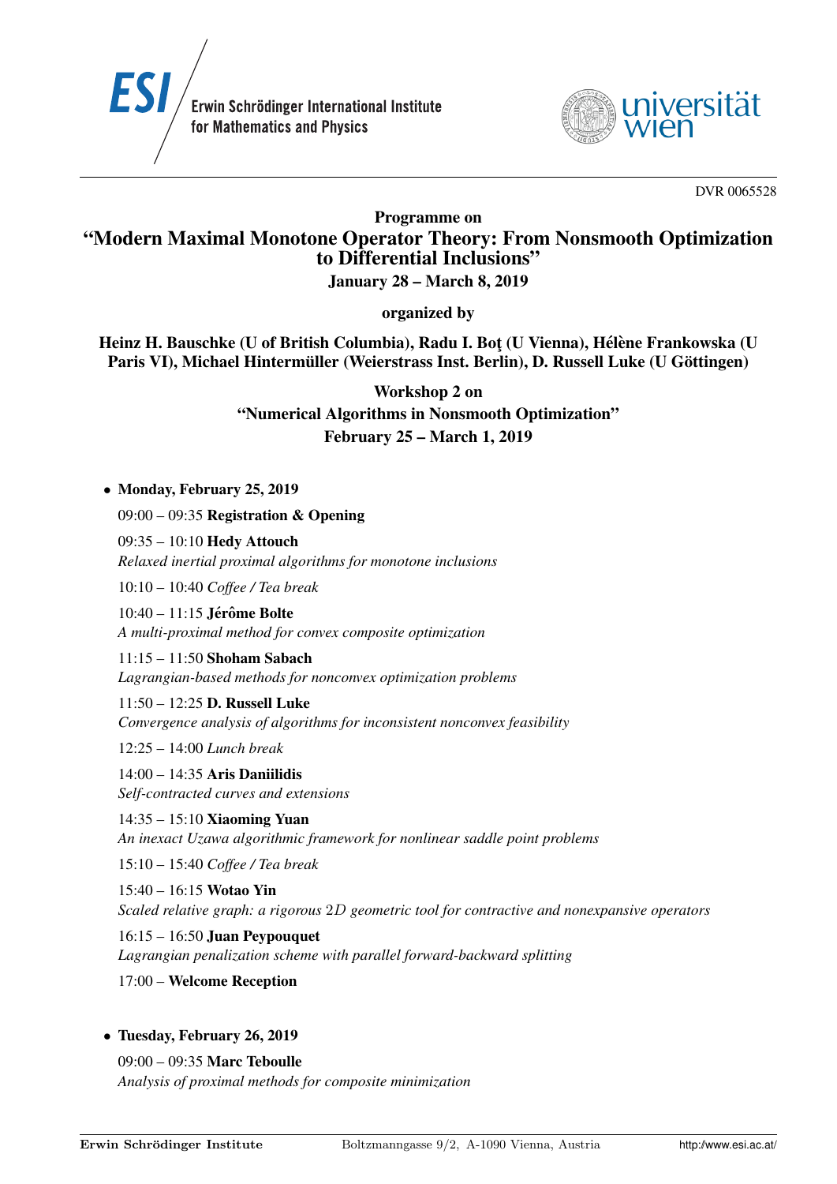ESI — Erwin Schrödinger International Institute for Mathematics and Physics

universität wien

DVR 0065528

## Programme on
# "Modern Maximal Monotone Operator Theory: From Nonsmooth Optimization to Differential Inclusions"
**January 28 – March 8, 2019**

**organized by**

**Heinz H. Bauschke (U of British Columbia), Radu I. Boţ (U Vienna), Hélène Frankowska (U Paris VI), Michael Hintermüller (Weierstrass Inst. Berlin), D. Russell Luke (U Göttingen)**

## Workshop 2 on
## "Numerical Algorithms in Nonsmooth Optimization"
**February 25 – March 1, 2019**

- **Monday, February 25, 2019**

  09:00 – 09:35 **Registration & Opening**

  09:35 – 10:10 **Hedy Attouch**
  *Relaxed inertial proximal algorithms for monotone inclusions*

  10:10 – 10:40 *Coffee / Tea break*

  10:40 – 11:15 **Jérôme Bolte**
  *A multi-proximal method for convex composite optimization*

  11:15 – 11:50 **Shoham Sabach**
  *Lagrangian-based methods for nonconvex optimization problems*

  11:50 – 12:25 **D. Russell Luke**
  *Convergence analysis of algorithms for inconsistent nonconvex feasibility*

  12:25 – 14:00 *Lunch break*

  14:00 – 14:35 **Aris Daniilidis**
  *Self-contracted curves and extensions*

  14:35 – 15:10 **Xiaoming Yuan**
  *An inexact Uzawa algorithmic framework for nonlinear saddle point problems*

  15:10 – 15:40 *Coffee / Tea break*

  15:40 – 16:15 **Wotao Yin**
  *Scaled relative graph: a rigorous 2D geometric tool for contractive and nonexpansive operators*

  16:15 – 16:50 **Juan Peypouquet**
  *Lagrangian penalization scheme with parallel forward-backward splitting*

  17:00 – **Welcome Reception**

- **Tuesday, February 26, 2019**

  09:00 – 09:35 **Marc Teboulle**
  *Analysis of proximal methods for composite minimization*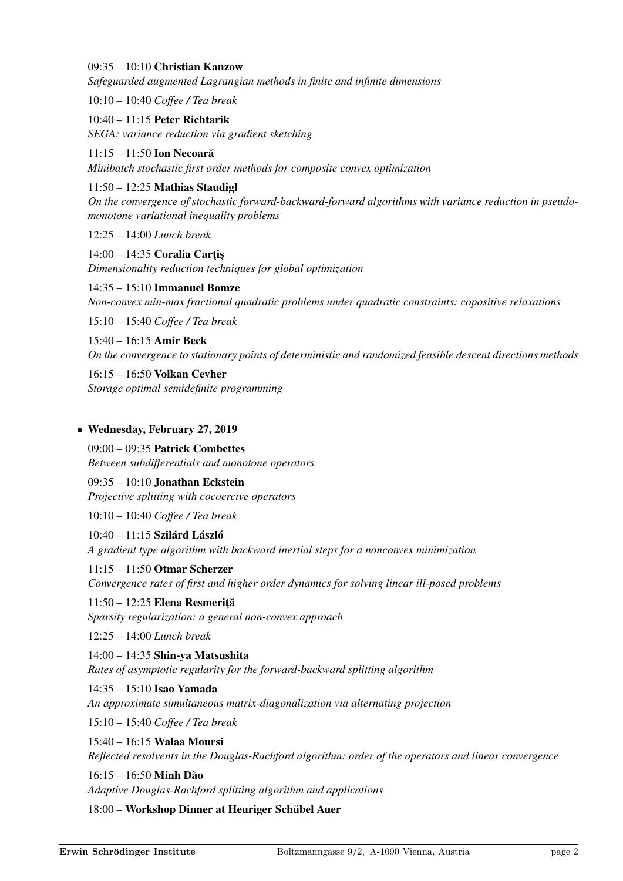09:35 – 10:10 **Christian Kanzow**
*Safeguarded augmented Lagrangian methods in finite and infinite dimensions*

10:10 – 10:40 *Coffee / Tea break*

10:40 – 11:15 **Peter Richtarik**
*SEGA: variance reduction via gradient sketching*

11:15 – 11:50 **Ion Necoară**
*Minibatch stochastic first order methods for composite convex optimization*

11:50 – 12:25 **Mathias Staudigl**
*On the convergence of stochastic forward-backward-forward algorithms with variance reduction in pseudo-monotone variational inequality problems*

12:25 – 14:00 *Lunch break*

14:00 – 14:35 **Coralia Carţiş**
*Dimensionality reduction techniques for global optimization*

14:35 – 15:10 **Immanuel Bomze**
*Non-convex min-max fractional quadratic problems under quadratic constraints: copositive relaxations*

15:10 – 15:40 *Coffee / Tea break*

15:40 – 16:15 **Amir Beck**
*On the convergence to stationary points of deterministic and randomized feasible descent directions methods*

16:15 – 16:50 **Volkan Cevher**
*Storage optimal semidefinite programming*

- **Wednesday, February 27, 2019**

09:00 – 09:35 **Patrick Combettes**
*Between subdifferentials and monotone operators*

09:35 – 10:10 **Jonathan Eckstein**
*Projective splitting with cocoercive operators*

10:10 – 10:40 *Coffee / Tea break*

10:40 – 11:15 **Szilárd László**
*A gradient type algorithm with backward inertial steps for a nonconvex minimization*

11:15 – 11:50 **Otmar Scherzer**
*Convergence rates of first and higher order dynamics for solving linear ill-posed problems*

11:50 – 12:25 **Elena Resmeriţă**
*Sparsity regularization: a general non-convex approach*

12:25 – 14:00 *Lunch break*

14:00 – 14:35 **Shin-ya Matsushita**
*Rates of asymptotic regularity for the forward-backward splitting algorithm*

14:35 – 15:10 **Isao Yamada**
*An approximate simultaneous matrix-diagonalization via alternating projection*

15:10 – 15:40 *Coffee / Tea break*

15:40 – 16:15 **Walaa Moursi**
*Reflected resolvents in the Douglas-Rachford algorithm: order of the operators and linear convergence*

16:15 – 16:50 **Minh Ðào**
*Adaptive Douglas-Rachford splitting algorithm and applications*

18:00 – **Workshop Dinner at Heuriger Schübel Auer**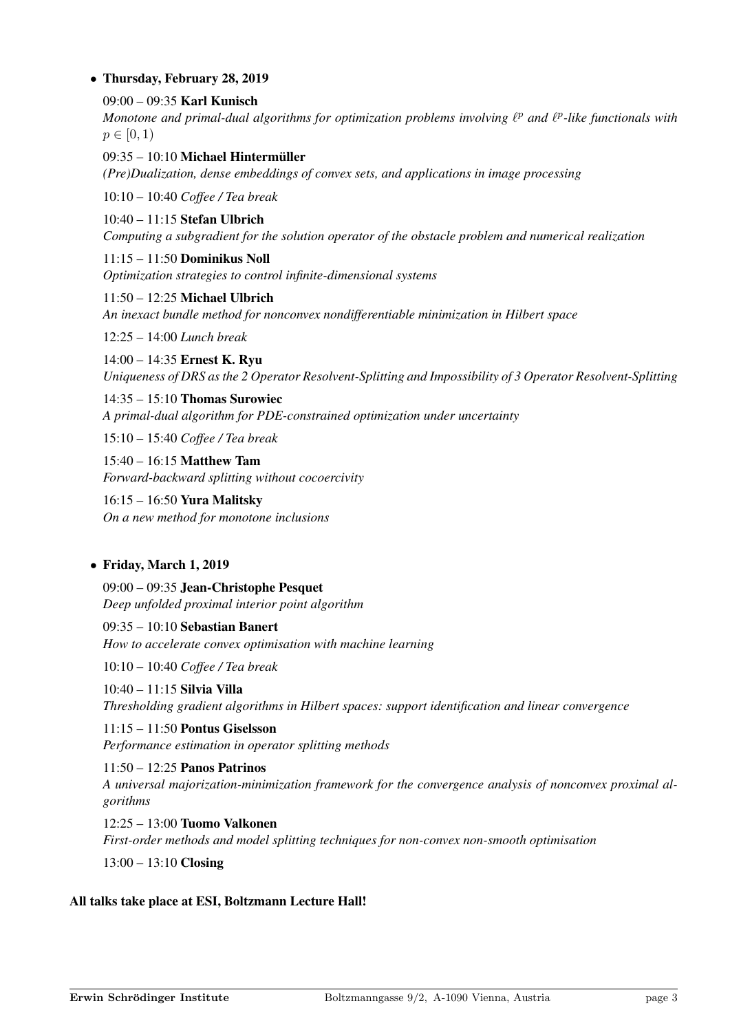- **Thursday, February 28, 2019**

  09:00 – 09:35 **Karl Kunisch**
  *Monotone and primal-dual algorithms for optimization problems involving $\ell^p$ and $\ell^p$-like functionals with $p \in [0, 1)$*

  09:35 – 10:10 **Michael Hintermüller**
  *(Pre)Dualization, dense embeddings of convex sets, and applications in image processing*

  10:10 – 10:40 *Coffee / Tea break*

  10:40 – 11:15 **Stefan Ulbrich**
  *Computing a subgradient for the solution operator of the obstacle problem and numerical realization*

  11:15 – 11:50 **Dominikus Noll**
  *Optimization strategies to control infinite-dimensional systems*

  11:50 – 12:25 **Michael Ulbrich**
  *An inexact bundle method for nonconvex nondifferentiable minimization in Hilbert space*

  12:25 – 14:00 *Lunch break*

  14:00 – 14:35 **Ernest K. Ryu**
  *Uniqueness of DRS as the 2 Operator Resolvent-Splitting and Impossibility of 3 Operator Resolvent-Splitting*

  14:35 – 15:10 **Thomas Surowiec**
  *A primal-dual algorithm for PDE-constrained optimization under uncertainty*

  15:10 – 15:40 *Coffee / Tea break*

  15:40 – 16:15 **Matthew Tam**
  *Forward-backward splitting without cocoercivity*

  16:15 – 16:50 **Yura Malitsky**
  *On a new method for monotone inclusions*

- **Friday, March 1, 2019**

  09:00 – 09:35 **Jean-Christophe Pesquet**
  *Deep unfolded proximal interior point algorithm*

  09:35 – 10:10 **Sebastian Banert**
  *How to accelerate convex optimisation with machine learning*

  10:10 – 10:40 *Coffee / Tea break*

  10:40 – 11:15 **Silvia Villa**
  *Thresholding gradient algorithms in Hilbert spaces: support identification and linear convergence*

  11:15 – 11:50 **Pontus Giselsson**
  *Performance estimation in operator splitting methods*

  11:50 – 12:25 **Panos Patrinos**
  *A universal majorization-minimization framework for the convergence analysis of nonconvex proximal algorithms*

  12:25 – 13:00 **Tuomo Valkonen**
  *First-order methods and model splitting techniques for non-convex non-smooth optimisation*

  13:00 – 13:10 **Closing**

**All talks take place at ESI, Boltzmann Lecture Hall!**